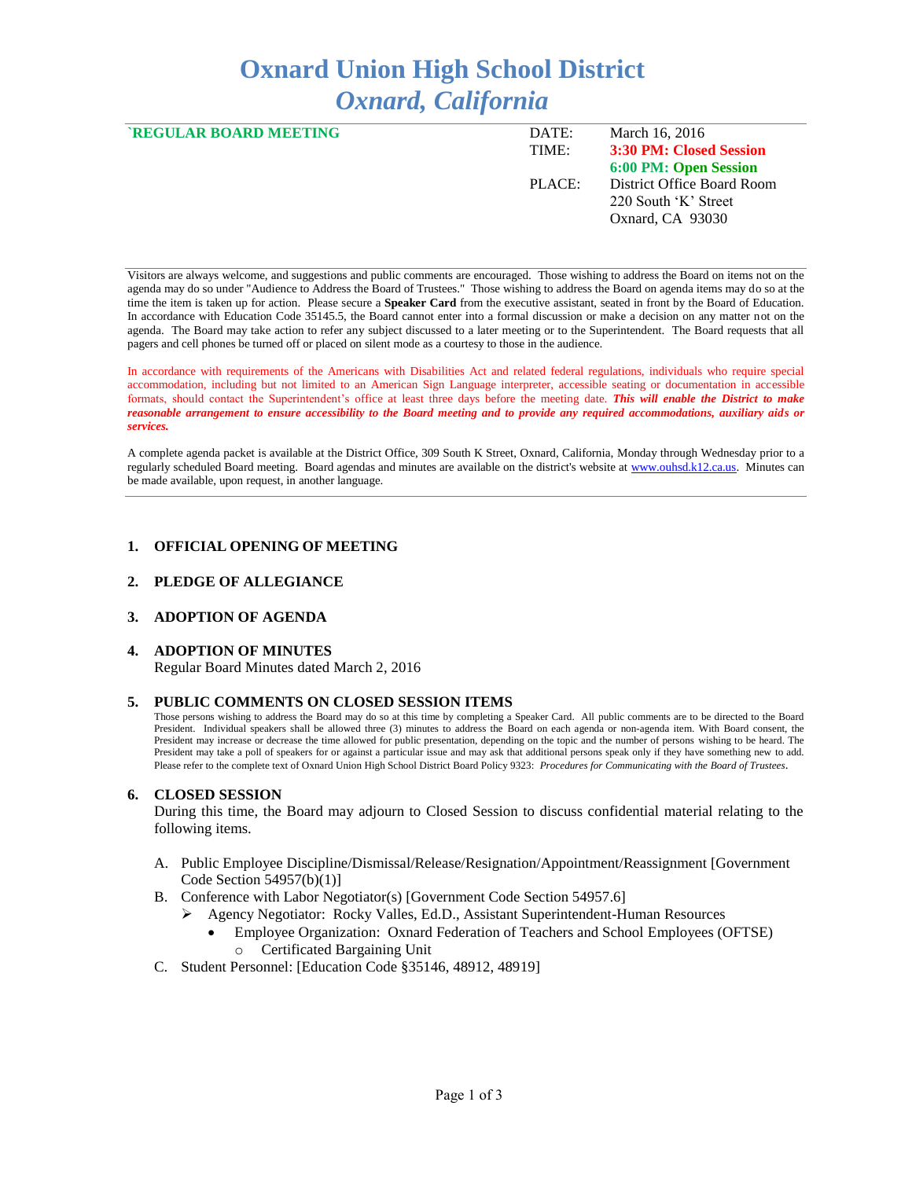# Oxnard Union High School District
## *Oxnard, California*

**`REGULAR BOARD MEETING**

| | |
|---|---|
| DATE: | March 16, 2016 |
| TIME: | **3:30 PM: Closed Session** |
| | **6:00 PM: Open Session** |
| PLACE: | District Office Board Room |
| | 220 South 'K' Street |
| | Oxnard, CA 93030 |

Visitors are always welcome, and suggestions and public comments are encouraged. Those wishing to address the Board on items not on the agenda may do so under "Audience to Address the Board of Trustees." Those wishing to address the Board on agenda items may do so at the time the item is taken up for action. Please secure a **Speaker Card** from the executive assistant, seated in front by the Board of Education. In accordance with Education Code 35145.5, the Board cannot enter into a formal discussion or make a decision on any matter not on the agenda. The Board may take action to refer any subject discussed to a later meeting or to the Superintendent. The Board requests that all pagers and cell phones be turned off or placed on silent mode as a courtesy to those in the audience.

In accordance with requirements of the Americans with Disabilities Act and related federal regulations, individuals who require special accommodation, including but not limited to an American Sign Language interpreter, accessible seating or documentation in accessible formats, should contact the Superintendent's office at least three days before the meeting date. ***This will enable the District to make reasonable arrangement to ensure accessibility to the Board meeting and to provide any required accommodations, auxiliary aids or services.***

A complete agenda packet is available at the District Office, 309 South K Street, Oxnard, California, Monday through Wednesday prior to a regularly scheduled Board meeting. Board agendas and minutes are available on the district's website at www.ouhsd.k12.ca.us. Minutes can be made available, upon request, in another language.

### 1. OFFICIAL OPENING OF MEETING

### 2. PLEDGE OF ALLEGIANCE

### 3. ADOPTION OF AGENDA

### 4. ADOPTION OF MINUTES
Regular Board Minutes dated March 2, 2016

### 5. PUBLIC COMMENTS ON CLOSED SESSION ITEMS
Those persons wishing to address the Board may do so at this time by completing a Speaker Card. All public comments are to be directed to the Board President. Individual speakers shall be allowed three (3) minutes to address the Board on each agenda or non-agenda item. With Board consent, the President may increase or decrease the time allowed for public presentation, depending on the topic and the number of persons wishing to be heard. The President may take a poll of speakers for or against a particular issue and may ask that additional persons speak only if they have something new to add. Please refer to the complete text of Oxnard Union High School District Board Policy 9323: *Procedures for Communicating with the Board of Trustees*.

### 6. CLOSED SESSION
During this time, the Board may adjourn to Closed Session to discuss confidential material relating to the following items.

A. Public Employee Discipline/Dismissal/Release/Resignation/Appointment/Reassignment [Government Code Section 54957(b)(1)]

B. Conference with Labor Negotiator(s) [Government Code Section 54957.6]
   - Agency Negotiator: Rocky Valles, Ed.D., Assistant Superintendent-Human Resources
     - Employee Organization: Oxnard Federation of Teachers and School Employees (OFTSE)
       - Certificated Bargaining Unit

C. Student Personnel: [Education Code §35146, 48912, 48919]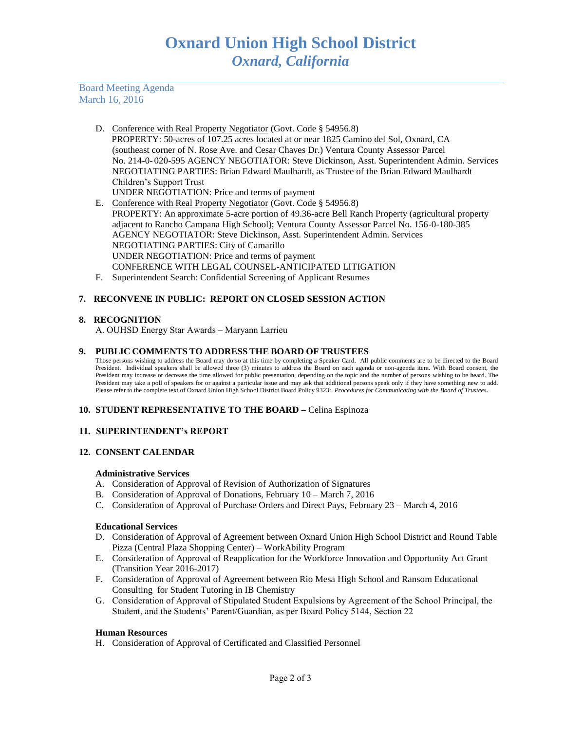D. Conference with Real Property Negotiator (Govt. Code § 54956.8)
PROPERTY: 50-acres of 107.25 acres located at or near 1825 Camino del Sol, Oxnard, CA (southeast corner of N. Rose Ave. and Cesar Chaves Dr.) Ventura County Assessor Parcel No. 214-0- 020-595 AGENCY NEGOTIATOR: Steve Dickinson, Asst. Superintendent Admin. Services NEGOTIATING PARTIES: Brian Edward Maulhardt, as Trustee of the Brian Edward Maulhardt Children's Support Trust
UNDER NEGOTIATION: Price and terms of payment

E. Conference with Real Property Negotiator (Govt. Code § 54956.8)
PROPERTY: An approximate 5-acre portion of 49.36-acre Bell Ranch Property (agricultural property adjacent to Rancho Campana High School); Ventura County Assessor Parcel No. 156-0-180-385
AGENCY NEGOTIATOR: Steve Dickinson, Asst. Superintendent Admin. Services
NEGOTIATING PARTIES: City of Camarillo
UNDER NEGOTIATION: Price and terms of payment
CONFERENCE WITH LEGAL COUNSEL-ANTICIPATED LITIGATION

F. Superintendent Search: Confidential Screening of Applicant Resumes

**7. RECONVENE IN PUBLIC: REPORT ON CLOSED SESSION ACTION**

**8. RECOGNITION**

A. OUHSD Energy Star Awards – Maryann Larrieu

**9. PUBLIC COMMENTS TO ADDRESS THE BOARD OF TRUSTEES**

Those persons wishing to address the Board may do so at this time by completing a Speaker Card. All public comments are to be directed to the Board President. Individual speakers shall be allowed three (3) minutes to address the Board on each agenda or non-agenda item. With Board consent, the President may increase or decrease the time allowed for public presentation, depending on the topic and the number of persons wishing to be heard. The President may take a poll of speakers for or against a particular issue and may ask that additional persons speak only if they have something new to add. Please refer to the complete text of Oxnard Union High School District Board Policy 9323: *Procedures for Communicating with the Board of Trustees.*

**10. STUDENT REPRESENTATIVE TO THE BOARD –** Celina Espinoza

**11. SUPERINTENDENT's REPORT**

**12. CONSENT CALENDAR**

**Administrative Services**

A. Consideration of Approval of Revision of Authorization of Signatures
B. Consideration of Approval of Donations, February 10 – March 7, 2016
C. Consideration of Approval of Purchase Orders and Direct Pays, February 23 – March 4, 2016

**Educational Services**

D. Consideration of Approval of Agreement between Oxnard Union High School District and Round Table Pizza (Central Plaza Shopping Center) – WorkAbility Program
E. Consideration of Approval of Reapplication for the Workforce Innovation and Opportunity Act Grant (Transition Year 2016-2017)
F. Consideration of Approval of Agreement between Rio Mesa High School and Ransom Educational Consulting for Student Tutoring in IB Chemistry
G. Consideration of Approval of Stipulated Student Expulsions by Agreement of the School Principal, the Student, and the Students' Parent/Guardian, as per Board Policy 5144, Section 22

**Human Resources**

H. Consideration of Approval of Certificated and Classified Personnel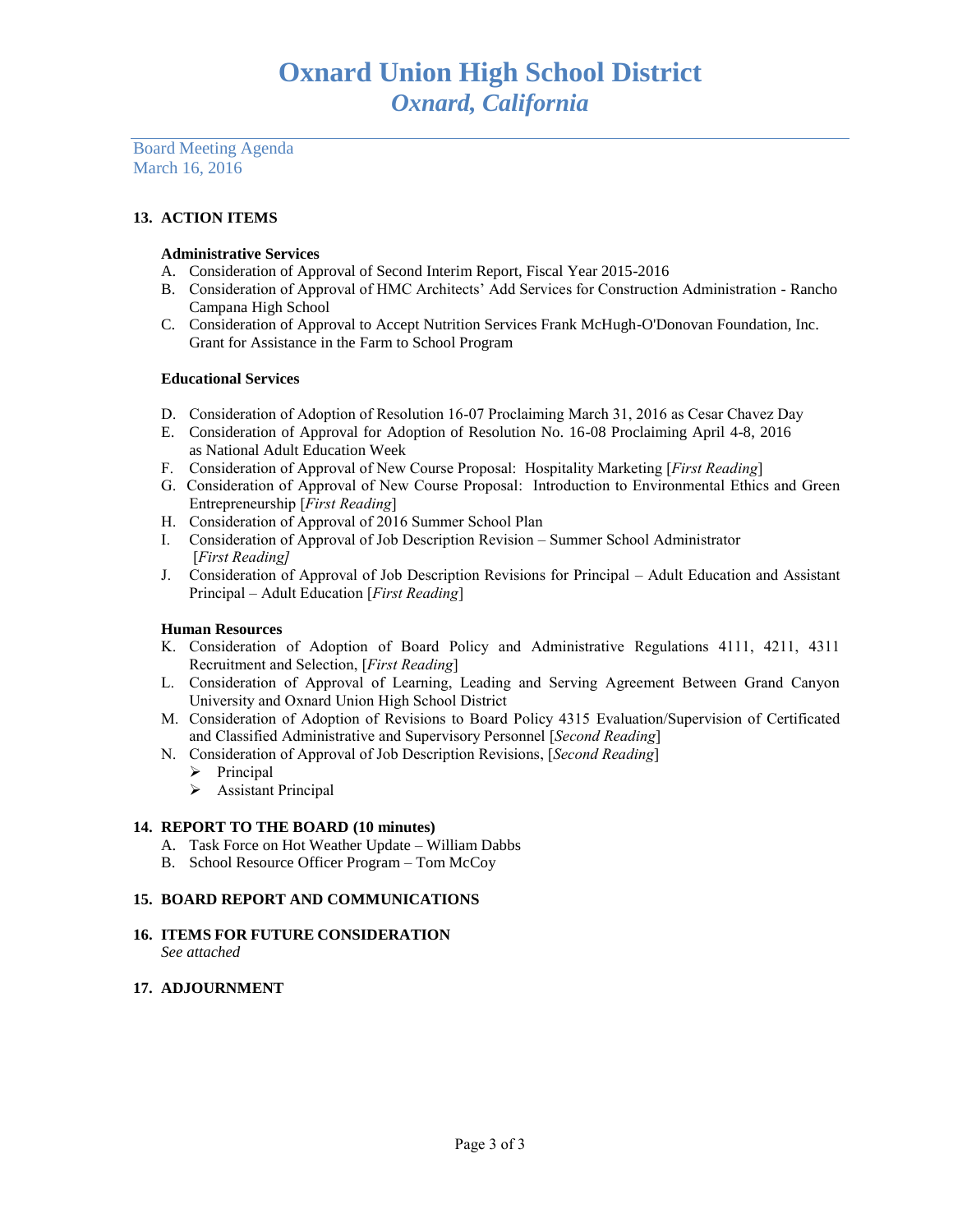# Oxnard Union High School District
## *Oxnard, California*

Board Meeting Agenda
March 16, 2016

**13. ACTION ITEMS**

**Administrative Services**

A. Consideration of Approval of Second Interim Report, Fiscal Year 2015-2016
B. Consideration of Approval of HMC Architects' Add Services for Construction Administration - Rancho Campana High School
C. Consideration of Approval to Accept Nutrition Services Frank McHugh-O'Donovan Foundation, Inc. Grant for Assistance in the Farm to School Program

**Educational Services**

D. Consideration of Adoption of Resolution 16-07 Proclaiming March 31, 2016 as Cesar Chavez Day
E. Consideration of Approval for Adoption of Resolution No. 16-08 Proclaiming April 4-8, 2016 as National Adult Education Week
F. Consideration of Approval of New Course Proposal: Hospitality Marketing [*First Reading*]
G. Consideration of Approval of New Course Proposal: Introduction to Environmental Ethics and Green Entrepreneurship [*First Reading*]
H. Consideration of Approval of 2016 Summer School Plan
I. Consideration of Approval of Job Description Revision – Summer School Administrator [*First Reading]*
J. Consideration of Approval of Job Description Revisions for Principal – Adult Education and Assistant Principal – Adult Education [*First Reading*]

**Human Resources**

K. Consideration of Adoption of Board Policy and Administrative Regulations 4111, 4211, 4311 Recruitment and Selection, [*First Reading*]
L. Consideration of Approval of Learning, Leading and Serving Agreement Between Grand Canyon University and Oxnard Union High School District
M. Consideration of Adoption of Revisions to Board Policy 4315 Evaluation/Supervision of Certificated and Classified Administrative and Supervisory Personnel [*Second Reading*]
N. Consideration of Approval of Job Description Revisions, [*Second Reading*]
   - Principal
   - Assistant Principal

**14. REPORT TO THE BOARD (10 minutes)**

A. Task Force on Hot Weather Update – William Dabbs
B. School Resource Officer Program – Tom McCoy

**15. BOARD REPORT AND COMMUNICATIONS**

**16. ITEMS FOR FUTURE CONSIDERATION**
*See attached*

**17. ADJOURNMENT**